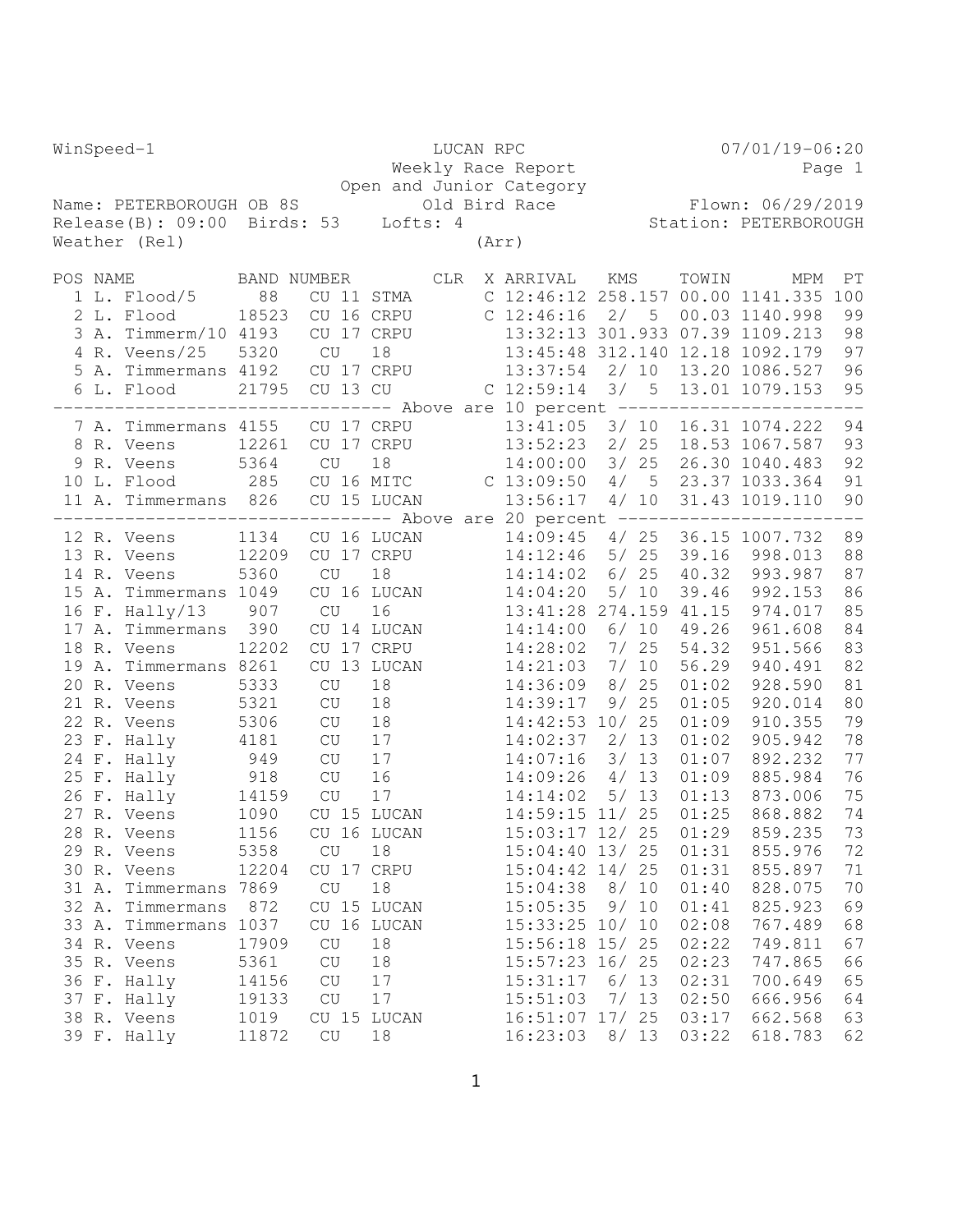WinSpeed-1 LUCAN RPC 07/01/19-06:20

Weekly Race Report

Open and Junior Category

Name: PETERBOROUGH OB 8S Old Bird Race Flown: 06/29/2019

Release(B): 09:00 Birds: 53 Lofts: 4 Station: PETERBOROUGH

Weather (Rel) (Arr)

| POS | NAME | BAND NUMBER | | | CLR | X | ARRIVAL | KMS | TOWIN | MPM | PT |
|---|---|---|---|---|---|---|---|---|---|---|---|
| 1 | L. Flood/5 | 88 | CU 11 | STMA | | C | 12:46:12 | 258.157 | 00.00 | 1141.335 | 100 |
| 2 | L. Flood | 18523 | CU 16 | CRPU | | C | 12:46:16 | 2/ 5 | 00.03 | 1140.998 | 99 |
| 3 | A. Timmerm/10 | 4193 | CU 17 | CRPU | | | 13:32:13 | 301.933 | 07.39 | 1109.213 | 98 |
| 4 | R. Veens/25 | 5320 | CU | 18 | | | 13:45:48 | 312.140 | 12.18 | 1092.179 | 97 |
| 5 | A. Timmermans | 4192 | CU 17 | CRPU | | | 13:37:54 | 2/ 10 | 13.20 | 1086.527 | 96 |
| 6 | L. Flood | 21795 | CU 13 | CU | | C | 12:59:14 | 3/ 5 | 13.01 | 1079.153 | 95 |
| | ---------- Above are 10 percent ---------- | | | | | | | | | | |
| 7 | A. Timmermans | 4155 | CU 17 | CRPU | | | 13:41:05 | 3/ 10 | 16.31 | 1074.222 | 94 |
| 8 | R. Veens | 12261 | CU 17 | CRPU | | | 13:52:23 | 2/ 25 | 18.53 | 1067.587 | 93 |
| 9 | R. Veens | 5364 | CU | 18 | | | 14:00:00 | 3/ 25 | 26.30 | 1040.483 | 92 |
| 10 | L. Flood | 285 | CU 16 | MITC | | C | 13:09:50 | 4/ 5 | 23.37 | 1033.364 | 91 |
| 11 | A. Timmermans | 826 | CU 15 | LUCAN | | | 13:56:17 | 4/ 10 | 31.43 | 1019.110 | 90 |
| | ---------- Above are 20 percent ---------- | | | | | | | | | | |
| 12 | R. Veens | 1134 | CU 16 | LUCAN | | | 14:09:45 | 4/ 25 | 36.15 | 1007.732 | 89 |
| 13 | R. Veens | 12209 | CU 17 | CRPU | | | 14:12:46 | 5/ 25 | 39.16 | 998.013 | 88 |
| 14 | R. Veens | 5360 | CU | 18 | | | 14:14:02 | 6/ 25 | 40.32 | 993.987 | 87 |
| 15 | A. Timmermans | 1049 | CU 16 | LUCAN | | | 14:04:20 | 5/ 10 | 39.46 | 992.153 | 86 |
| 16 | F. Hally/13 | 907 | CU | 16 | | | 13:41:28 | 274.159 | 41.15 | 974.017 | 85 |
| 17 | A. Timmermans | 390 | CU 14 | LUCAN | | | 14:14:00 | 6/ 10 | 49.26 | 961.608 | 84 |
| 18 | R. Veens | 12202 | CU 17 | CRPU | | | 14:28:02 | 7/ 25 | 54.32 | 951.566 | 83 |
| 19 | A. Timmermans | 8261 | CU 13 | LUCAN | | | 14:21:03 | 7/ 10 | 56.29 | 940.491 | 82 |
| 20 | R. Veens | 5333 | CU | 18 | | | 14:36:09 | 8/ 25 | 01:02 | 928.590 | 81 |
| 21 | R. Veens | 5321 | CU | 18 | | | 14:39:17 | 9/ 25 | 01:05 | 920.014 | 80 |
| 22 | R. Veens | 5306 | CU | 18 | | | 14:42:53 | 10/ 25 | 01:09 | 910.355 | 79 |
| 23 | F. Hally | 4181 | CU | 17 | | | 14:02:37 | 2/ 13 | 01:02 | 905.942 | 78 |
| 24 | F. Hally | 949 | CU | 17 | | | 14:07:16 | 3/ 13 | 01:07 | 892.232 | 77 |
| 25 | F. Hally | 918 | CU | 16 | | | 14:09:26 | 4/ 13 | 01:09 | 885.984 | 76 |
| 26 | F. Hally | 14159 | CU | 17 | | | 14:14:02 | 5/ 13 | 01:13 | 873.006 | 75 |
| 27 | R. Veens | 1090 | CU 15 | LUCAN | | | 14:59:15 | 11/ 25 | 01:25 | 868.882 | 74 |
| 28 | R. Veens | 1156 | CU 16 | LUCAN | | | 15:03:17 | 12/ 25 | 01:29 | 859.235 | 73 |
| 29 | R. Veens | 5358 | CU | 18 | | | 15:04:40 | 13/ 25 | 01:31 | 855.976 | 72 |
| 30 | R. Veens | 12204 | CU 17 | CRPU | | | 15:04:42 | 14/ 25 | 01:31 | 855.897 | 71 |
| 31 | A. Timmermans | 7869 | CU | 18 | | | 15:04:38 | 8/ 10 | 01:40 | 828.075 | 70 |
| 32 | A. Timmermans | 872 | CU 15 | LUCAN | | | 15:05:35 | 9/ 10 | 01:41 | 825.923 | 69 |
| 33 | A. Timmermans | 1037 | CU 16 | LUCAN | | | 15:33:25 | 10/ 10 | 02:08 | 767.489 | 68 |
| 34 | R. Veens | 17909 | CU | 18 | | | 15:56:18 | 15/ 25 | 02:22 | 749.811 | 67 |
| 35 | R. Veens | 5361 | CU | 18 | | | 15:57:23 | 16/ 25 | 02:23 | 747.865 | 66 |
| 36 | F. Hally | 14156 | CU | 17 | | | 15:31:17 | 6/ 13 | 02:31 | 700.649 | 65 |
| 37 | F. Hally | 19133 | CU | 17 | | | 15:51:03 | 7/ 13 | 02:50 | 666.956 | 64 |
| 38 | R. Veens | 1019 | CU 15 | LUCAN | | | 16:51:07 | 17/ 25 | 03:17 | 662.568 | 63 |
| 39 | F. Hally | 11872 | CU | 18 | | | 16:23:03 | 8/ 13 | 03:22 | 618.783 | 62 |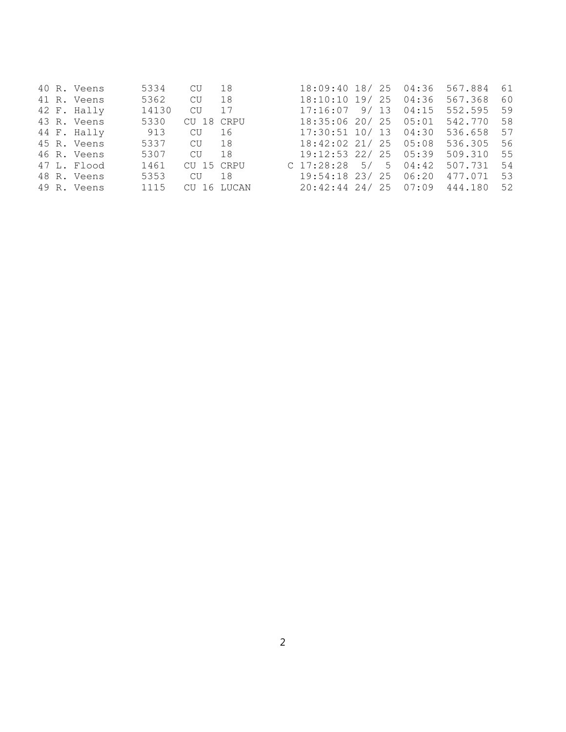| | | | | | | | | | | |
|---|---|---|---|---|---|---|---|---|---|---|
| 40 | R. Veens | 5334 | CU | 18 | | 18:09:40 | 18/ 25 | 04:36 | 567.884 | 61 |
| 41 | R. Veens | 5362 | CU | 18 | | 18:10:10 | 19/ 25 | 04:36 | 567.368 | 60 |
| 42 | F. Hally | 14130 | CU | 17 | | 17:16:07 | 9/ 13 | 04:15 | 552.595 | 59 |
| 43 | R. Veens | 5330 | CU | 18 | CRPU | 18:35:06 | 20/ 25 | 05:01 | 542.770 | 58 |
| 44 | F. Hally | 913 | CU | 16 | | 17:30:51 | 10/ 13 | 04:30 | 536.658 | 57 |
| 45 | R. Veens | 5337 | CU | 18 | | 18:42:02 | 21/ 25 | 05:08 | 536.305 | 56 |
| 46 | R. Veens | 5307 | CU | 18 | | 19:12:53 | 22/ 25 | 05:39 | 509.310 | 55 |
| 47 | L. Flood | 1461 | CU | 15 | CRPU | C 17:28:28 | 5/ 5 | 04:42 | 507.731 | 54 |
| 48 | R. Veens | 5353 | CU | 18 | | 19:54:18 | 23/ 25 | 06:20 | 477.071 | 53 |
| 49 | R. Veens | 1115 | CU | 16 | LUCAN | 20:42:44 | 24/ 25 | 07:09 | 444.180 | 52 |